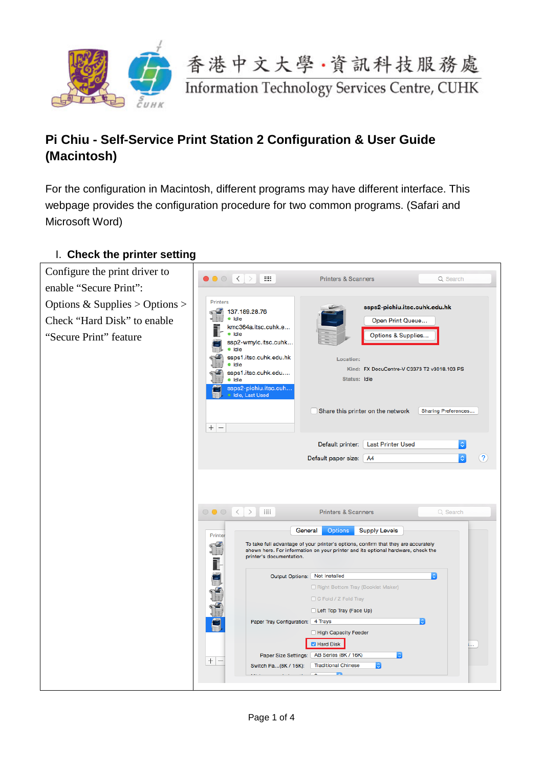香港中文大學 · 資訊科技服務處
Information Technology Services Centre, CUHK

# Pi Chiu - Self-Service Print Station 2 Configuration & User Guide (Macintosh)

For the configuration in Macintosh, different programs may have different interface. This webpage provides the configuration procedure for two common programs. (Safari and Microsoft Word)

## I. Check the printer setting

| Configure the print driver to enable "Secure Print": Options & Supplies > Options > Check "Hard Disk" to enable "Secure Print" feature | |
|---|---|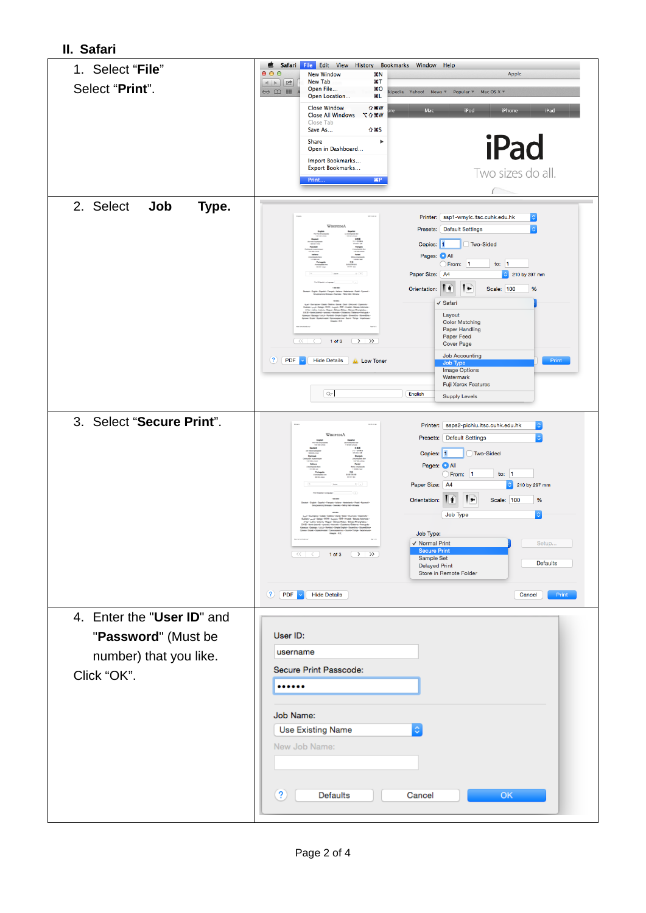## II. Safari

| | |
|---|---|
| 1. Select "**File**"<br>Select "**Print**". | |
| 2. Select **Job Type.** | |
| 3. Select "**Secure Print**". | |
| 4. Enter the "**User ID**" and "**Password**" (Must be number) that you like.<br>Click "OK". | |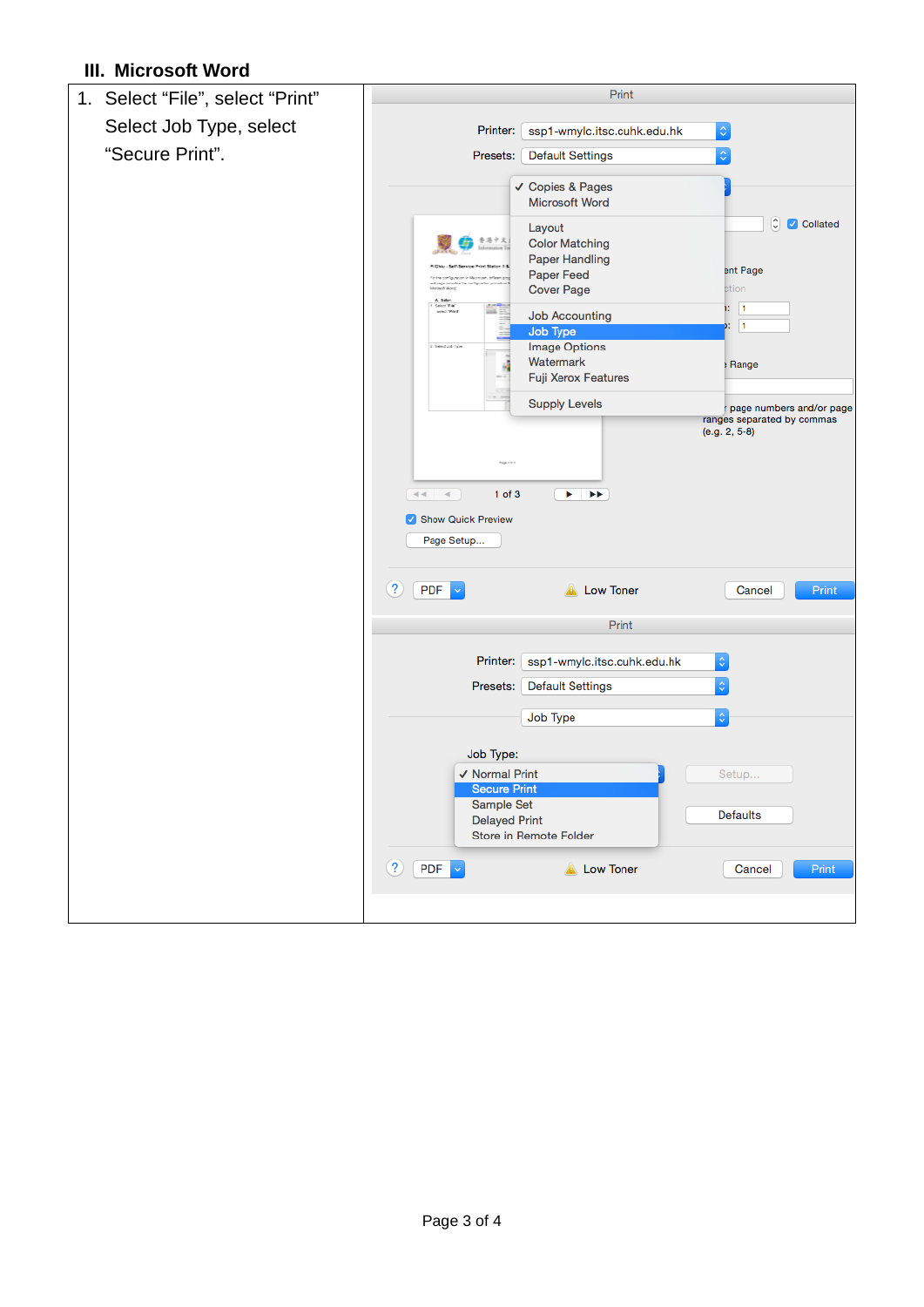### III. Microsoft Word

| | |
|---|---|
| 1. Select "File", select "Print" Select Job Type, select "Secure Print". | |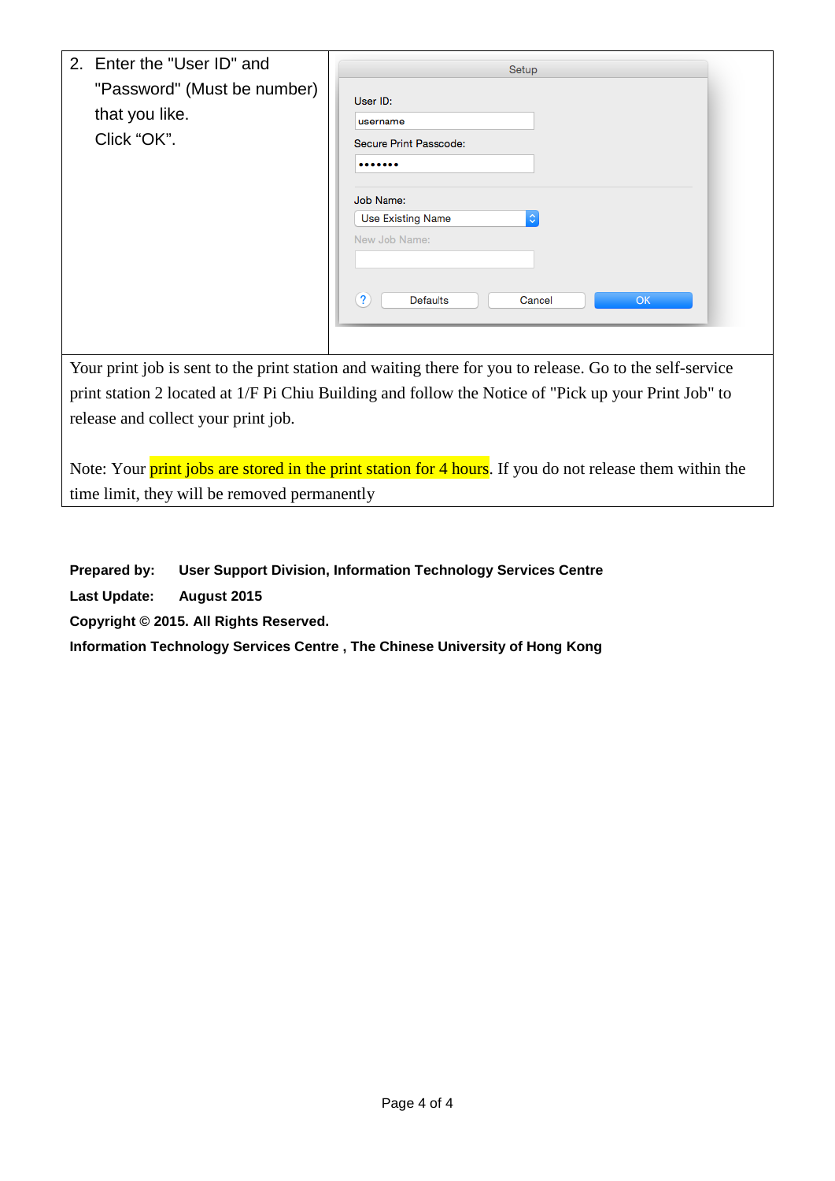| | |
|---|---|
| 2. Enter the "User ID" and "Password" (Must be number) that you like. Click "OK". | Setup<br>User ID:<br>username<br>Secure Print Passcode:<br>•••••••<br>Job Name:<br>Use Existing Name<br>New Job Name:<br>? Defaults Cancel OK |

Your print job is sent to the print station and waiting there for you to release. Go to the self-service print station 2 located at 1/F Pi Chiu Building and follow the Notice of "Pick up your Print Job" to release and collect your print job.

Note: Your print jobs are stored in the print station for 4 hours. If you do not release them within the time limit, they will be removed permanently

**Prepared by:** **User Support Division, Information Technology Services Centre**

**Last Update:** **August 2015**

**Copyright © 2015. All Rights Reserved.**

**Information Technology Services Centre , The Chinese University of Hong Kong**